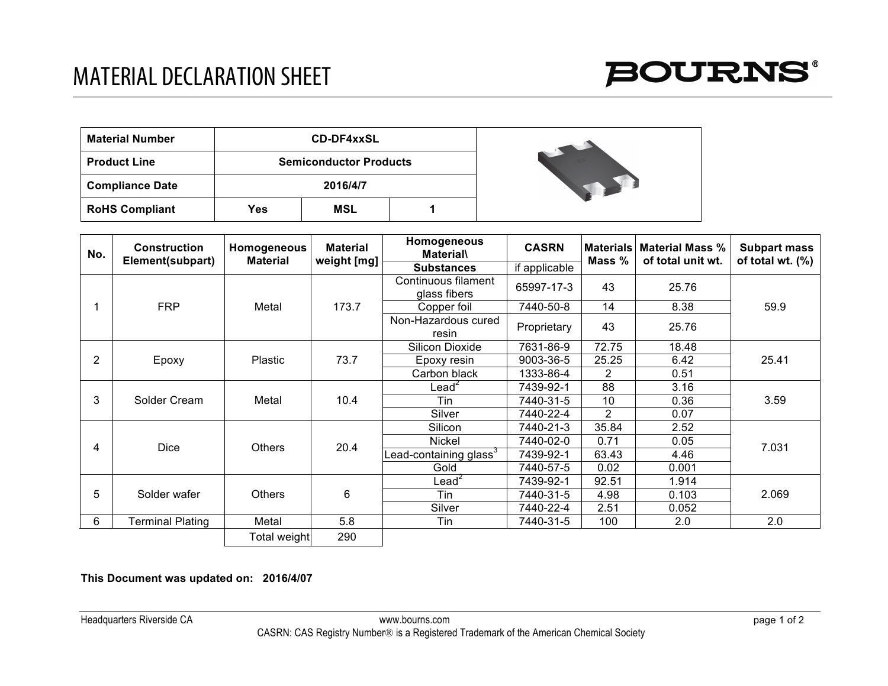# MATERIAL DECLARATION SHEET

**BOURNS®**

| **Material Number** | **CD-DF4xxSL** | | |
|---|---|---|---|
| **Product Line** | **Semiconductor Products** | | |
| **Compliance Date** | **2016/4/7** | | |
| **RoHS Compliant** | **Yes** | **MSL** | **1** |

| No. | Construction Element(subpart) | Homogeneous Material | Material weight [mg] | Homogeneous Material\ Substances | CASRN if applicable | Materials Mass % | Material Mass % of total unit wt. | Subpart mass of total wt. (%) |
|---|---|---|---|---|---|---|---|---|
| 1 | FRP | Metal | 173.7 | Continuous filament glass fibers | 65997-17-3 | 43 | 25.76 | 59.9 |
| | | | | Copper foil | 7440-50-8 | 14 | 8.38 | |
| | | | | Non-Hazardous cured resin | Proprietary | 43 | 25.76 | |
| 2 | Epoxy | Plastic | 73.7 | Silicon Dioxide | 7631-86-9 | 72.75 | 18.48 | 25.41 |
| | | | | Epoxy resin | 9003-36-5 | 25.25 | 6.42 | |
| | | | | Carbon black | 1333-86-4 | 2 | 0.51 | |
| 3 | Solder Cream | Metal | 10.4 | Lead[2] | 7439-92-1 | 88 | 3.16 | 3.59 |
| | | | | Tin | 7440-31-5 | 10 | 0.36 | |
| | | | | Silver | 7440-22-4 | 2 | 0.07 | |
| 4 | Dice | Others | 20.4 | Silicon | 7440-21-3 | 35.84 | 2.52 | 7.031 |
| | | | | Nickel | 7440-02-0 | 0.71 | 0.05 | |
| | | | | Lead-containing glass[3] | 7439-92-1 | 63.43 | 4.46 | |
| | | | | Gold | 7440-57-5 | 0.02 | 0.001 | |
| 5 | Solder wafer | Others | 6 | Lead[2] | 7439-92-1 | 92.51 | 1.914 | 2.069 |
| | | | | Tin | 7440-31-5 | 4.98 | 0.103 | |
| | | | | Silver | 7440-22-4 | 2.51 | 0.052 | |
| 6 | Terminal Plating | Metal | 5.8 | Tin | 7440-31-5 | 100 | 2.0 | 2.0 |
| | | Total weight | 290 | | | | | |

**This Document was updated on: 2016/4/07**

Headquarters Riverside CA www.bourns.com

CASRN: CAS Registry Number® is a Registered Trademark of the American Chemical Society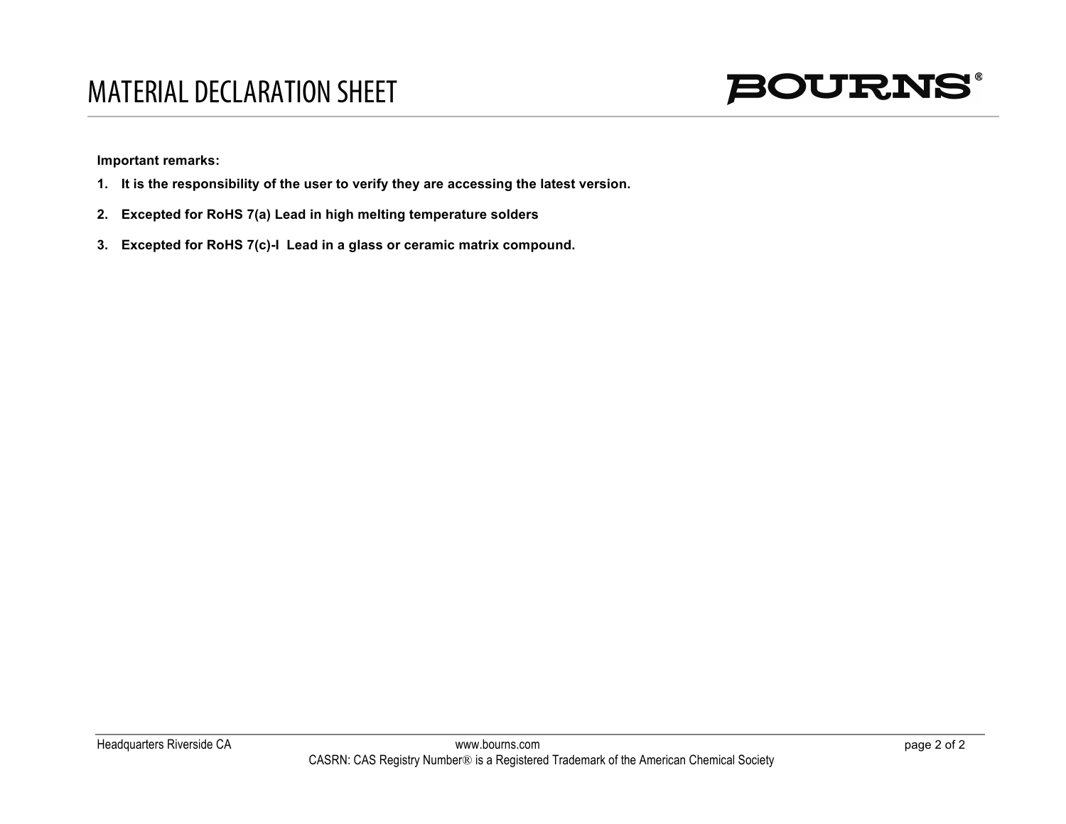**Important remarks:**

1. **It is the responsibility of the user to verify they are accessing the latest version.**
2. **Excepted for RoHS 7(a) Lead in high melting temperature solders**
3. **Excepted for RoHS 7(c)-I  Lead in a glass or ceramic matrix compound.**